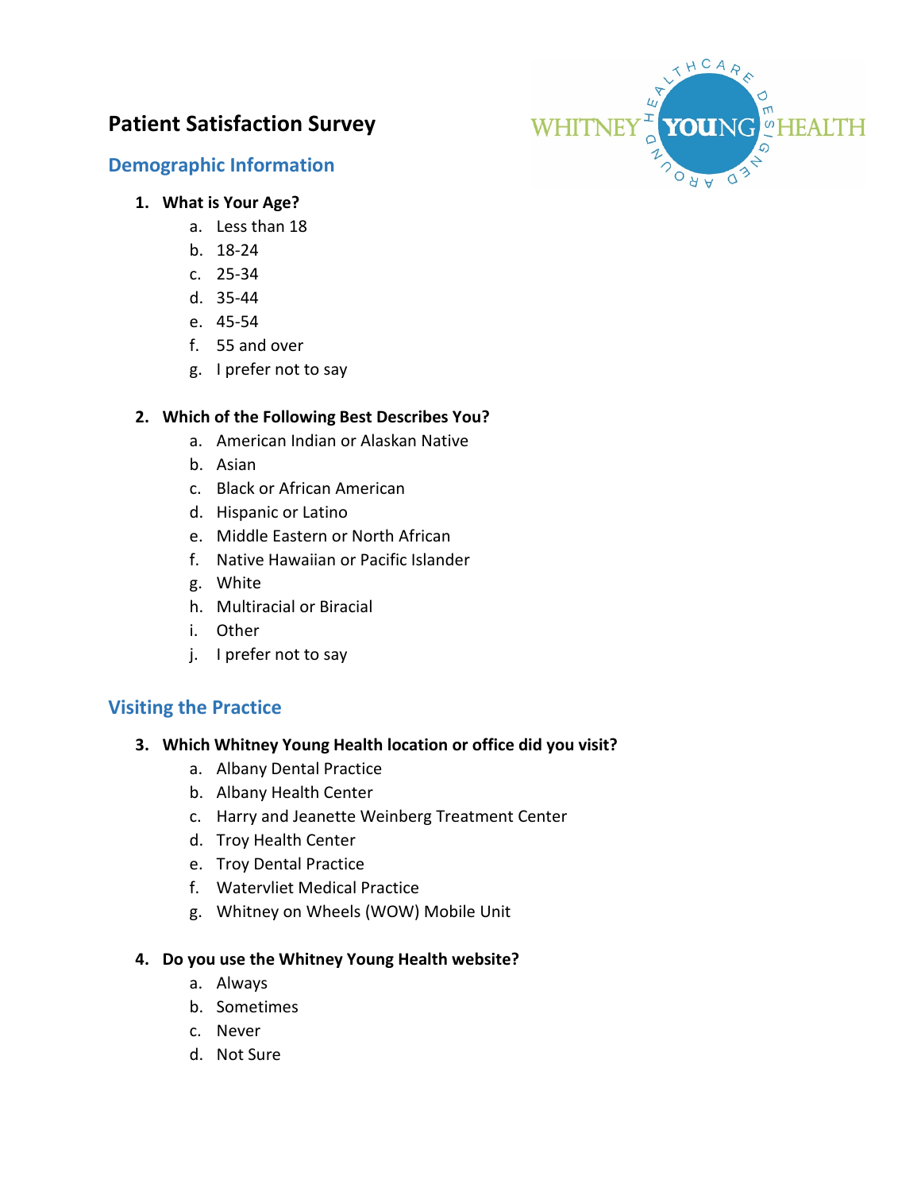# Patient Satisfaction Survey

## Demographic Information

1. **What is Your Age?**
    a. Less than 18
    b. 18-24
    c. 25-34
    d. 35-44
    e. 45-54
    f. 55 and over
    g. I prefer not to say

2. **Which of the Following Best Describes You?**
    a. American Indian or Alaskan Native
    b. Asian
    c. Black or African American
    d. Hispanic or Latino
    e. Middle Eastern or North African
    f. Native Hawaiian or Pacific Islander
    g. White
    h. Multiracial or Biracial
    i. Other
    j. I prefer not to say

## Visiting the Practice

3. **Which Whitney Young Health location or office did you visit?**
    a. Albany Dental Practice
    b. Albany Health Center
    c. Harry and Jeanette Weinberg Treatment Center
    d. Troy Health Center
    e. Troy Dental Practice
    f. Watervliet Medical Practice
    g. Whitney on Wheels (WOW) Mobile Unit

4. **Do you use the Whitney Young Health website?**
    a. Always
    b. Sometimes
    c. Never
    d. Not Sure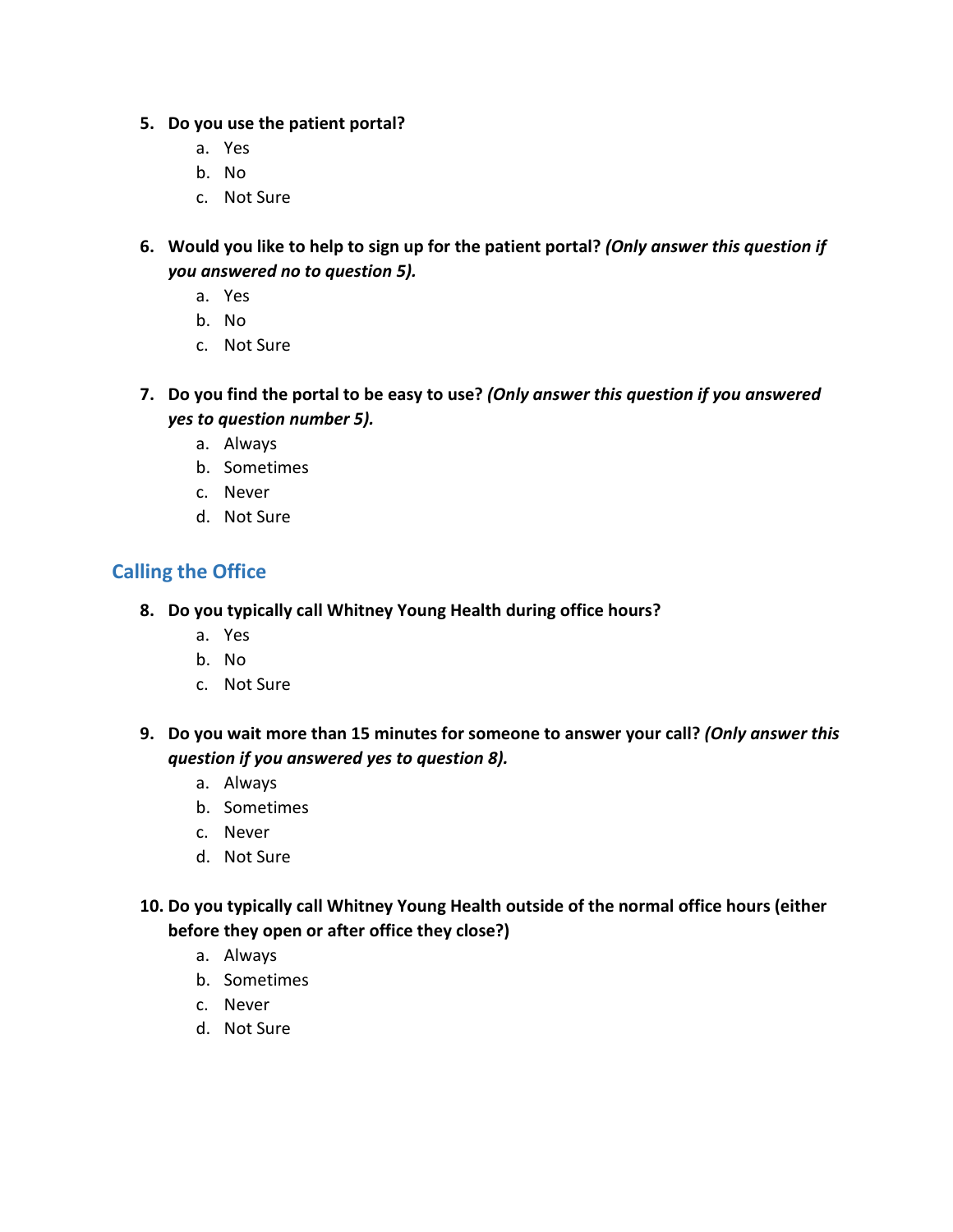5. **Do you use the patient portal?**
    a. Yes
    b. No
    c. Not Sure

6. **Would you like to help to sign up for the patient portal? *(Only answer this question if you answered no to question 5).***
    a. Yes
    b. No
    c. Not Sure

7. **Do you find the portal to be easy to use? *(Only answer this question if you answered yes to question number 5).***
    a. Always
    b. Sometimes
    c. Never
    d. Not Sure

## Calling the Office

8. **Do you typically call Whitney Young Health during office hours?**
    a. Yes
    b. No
    c. Not Sure

9. **Do you wait more than 15 minutes for someone to answer your call? *(Only answer this question if you answered yes to question 8).***
    a. Always
    b. Sometimes
    c. Never
    d. Not Sure

10. **Do you typically call Whitney Young Health outside of the normal office hours (either before they open or after office they close?)**
    a. Always
    b. Sometimes
    c. Never
    d. Not Sure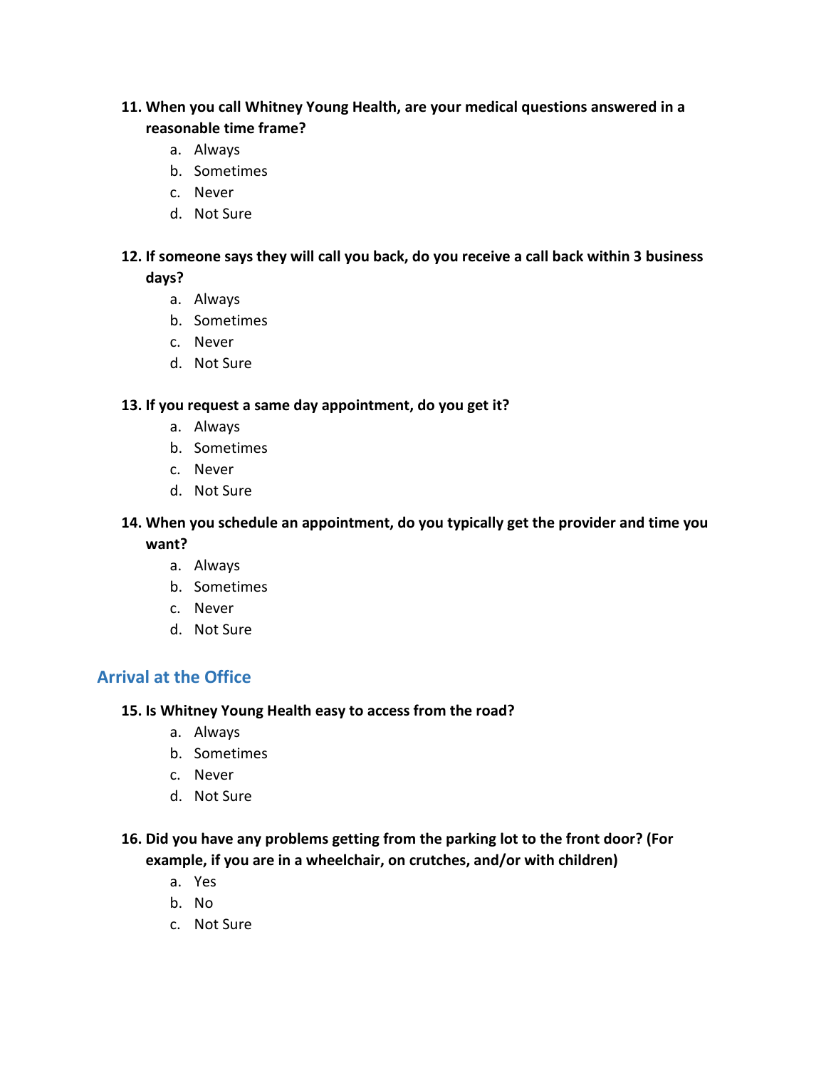**11. When you call Whitney Young Health, are your medical questions answered in a reasonable time frame?**

a. Always
b. Sometimes
c. Never
d. Not Sure

**12. If someone says they will call you back, do you receive a call back within 3 business days?**

a. Always
b. Sometimes
c. Never
d. Not Sure

**13. If you request a same day appointment, do you get it?**

a. Always
b. Sometimes
c. Never
d. Not Sure

**14. When you schedule an appointment, do you typically get the provider and time you want?**

a. Always
b. Sometimes
c. Never
d. Not Sure

## Arrival at the Office

**15. Is Whitney Young Health easy to access from the road?**

a. Always
b. Sometimes
c. Never
d. Not Sure

**16. Did you have any problems getting from the parking lot to the front door? (For example, if you are in a wheelchair, on crutches, and/or with children)**

a. Yes
b. No
c. Not Sure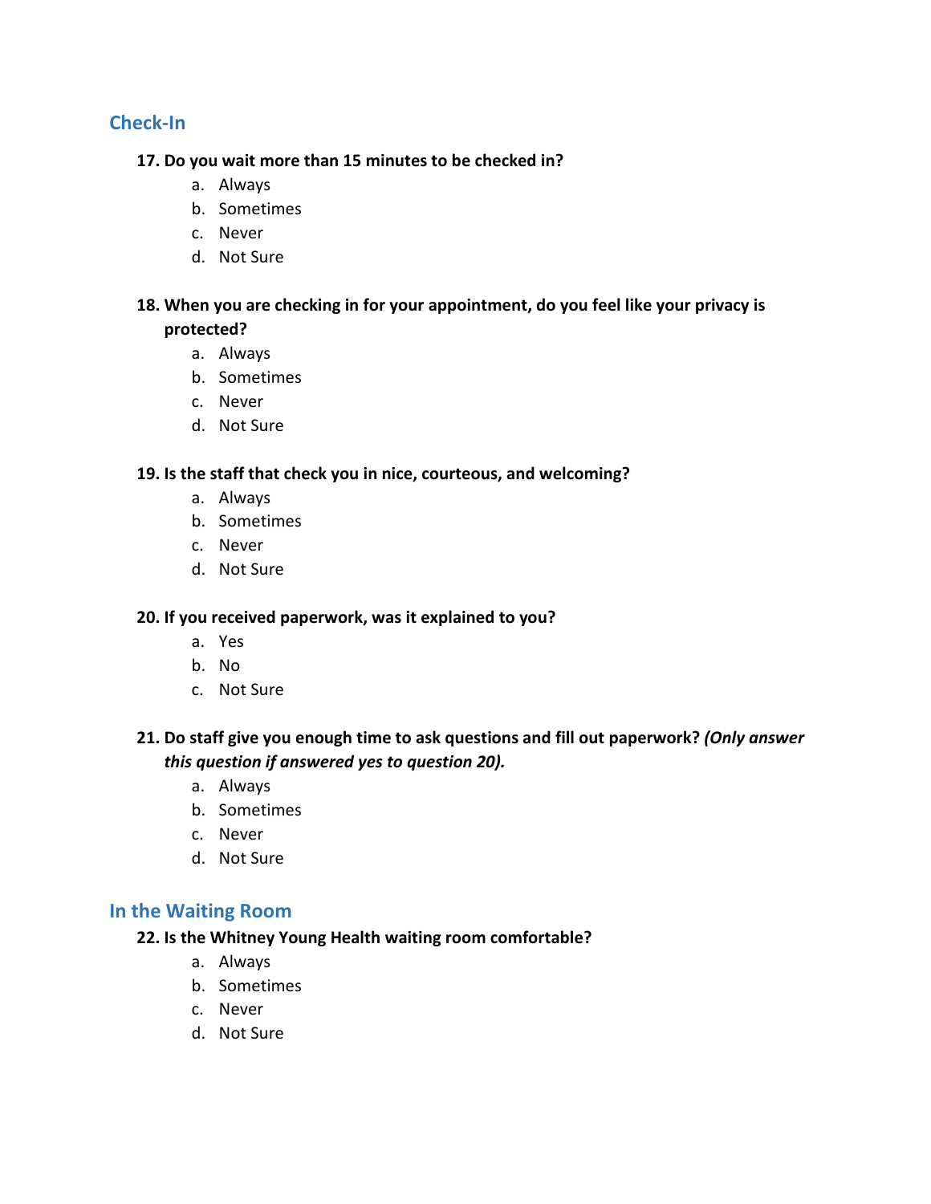## Check-In

**17. Do you wait more than 15 minutes to be checked in?**

a. Always
b. Sometimes
c. Never
d. Not Sure

**18. When you are checking in for your appointment, do you feel like your privacy is protected?**

a. Always
b. Sometimes
c. Never
d. Not Sure

**19. Is the staff that check you in nice, courteous, and welcoming?**

a. Always
b. Sometimes
c. Never
d. Not Sure

**20. If you received paperwork, was it explained to you?**

a. Yes
b. No
c. Not Sure

**21. Do staff give you enough time to ask questions and fill out paperwork? *(Only answer this question if answered yes to question 20).***

a. Always
b. Sometimes
c. Never
d. Not Sure

## In the Waiting Room

**22. Is the Whitney Young Health waiting room comfortable?**

a. Always
b. Sometimes
c. Never
d. Not Sure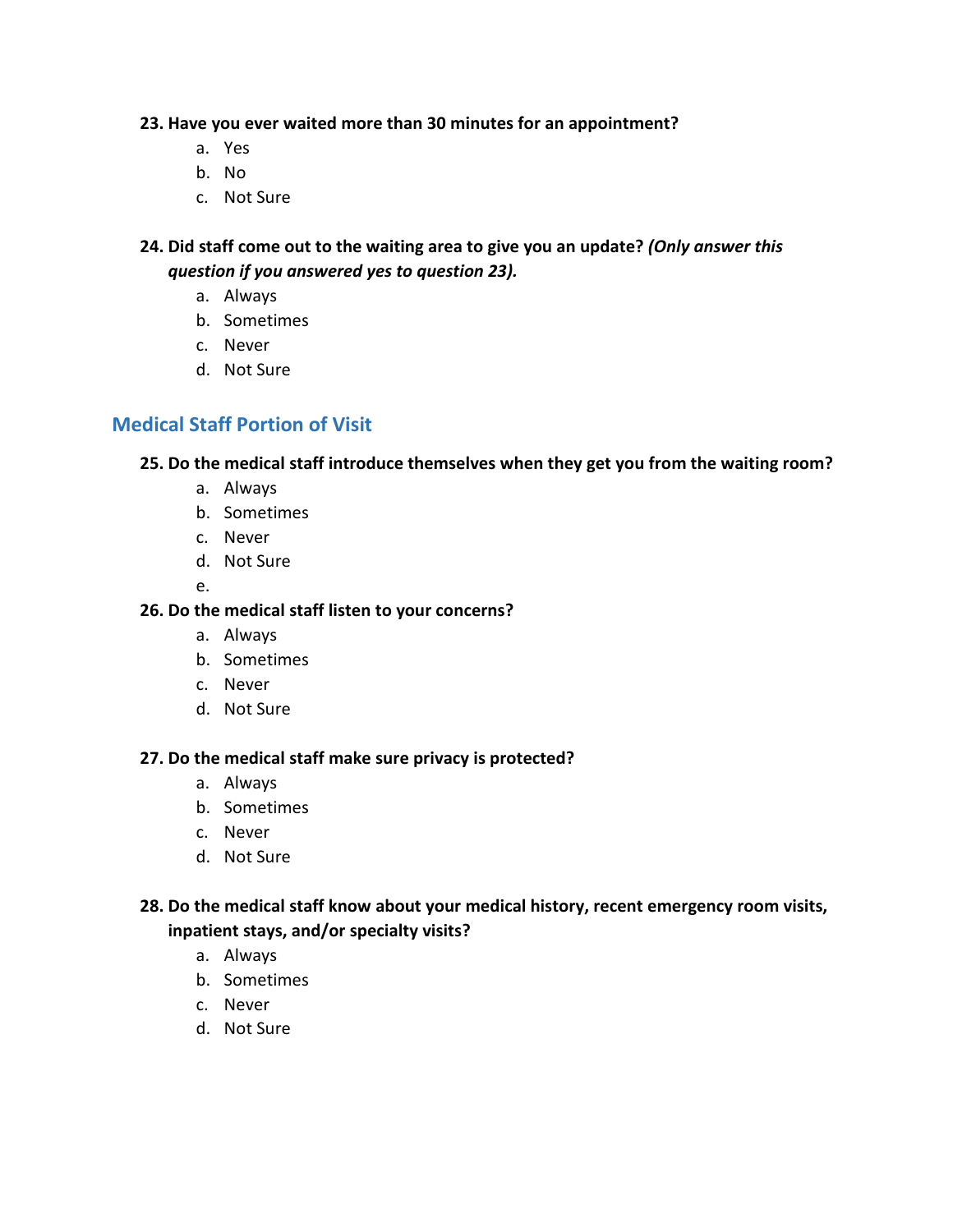**23. Have you ever waited more than 30 minutes for an appointment?**

a. Yes
b. No
c. Not Sure

**24. Did staff come out to the waiting area to give you an update?** ***(Only answer this question if you answered yes to question 23).***

a. Always
b. Sometimes
c. Never
d. Not Sure

## Medical Staff Portion of Visit

**25. Do the medical staff introduce themselves when they get you from the waiting room?**

a. Always
b. Sometimes
c. Never
d. Not Sure
e.

**26. Do the medical staff listen to your concerns?**

a. Always
b. Sometimes
c. Never
d. Not Sure

**27. Do the medical staff make sure privacy is protected?**

a. Always
b. Sometimes
c. Never
d. Not Sure

**28. Do the medical staff know about your medical history, recent emergency room visits, inpatient stays, and/or specialty visits?**

a. Always
b. Sometimes
c. Never
d. Not Sure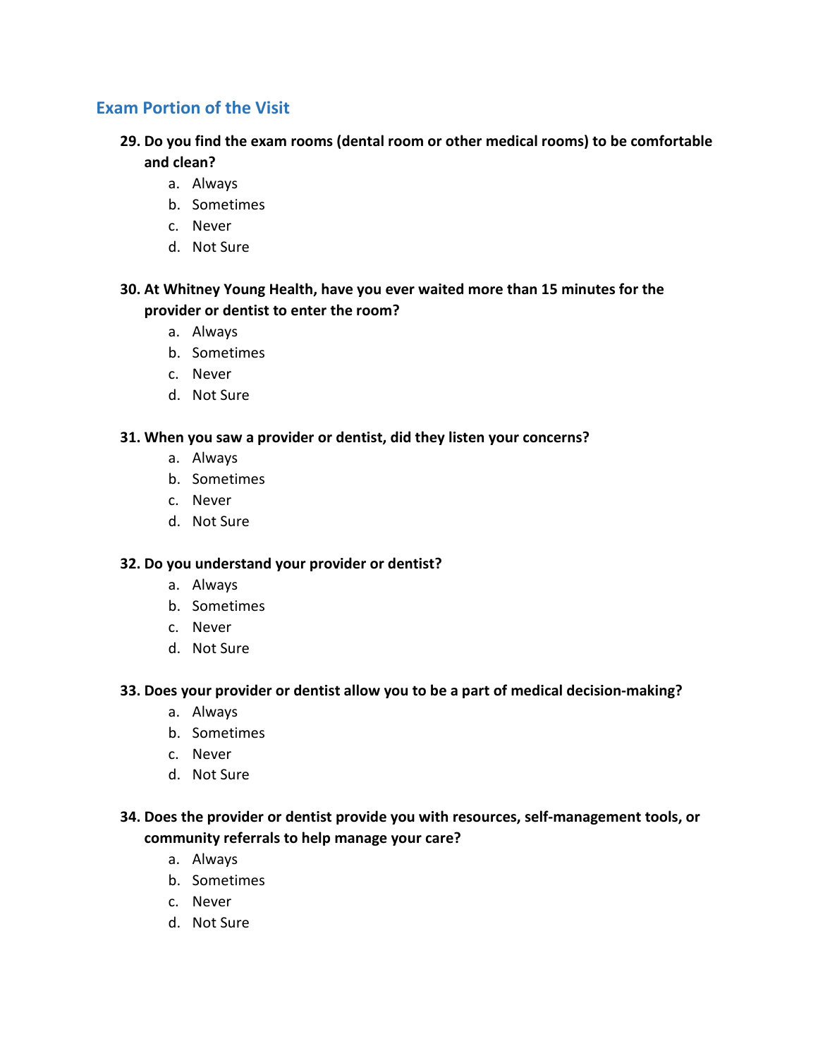## Exam Portion of the Visit

**29. Do you find the exam rooms (dental room or other medical rooms) to be comfortable and clean?**

a. Always
b. Sometimes
c. Never
d. Not Sure

**30. At Whitney Young Health, have you ever waited more than 15 minutes for the provider or dentist to enter the room?**

a. Always
b. Sometimes
c. Never
d. Not Sure

**31. When you saw a provider or dentist, did they listen your concerns?**

a. Always
b. Sometimes
c. Never
d. Not Sure

**32. Do you understand your provider or dentist?**

a. Always
b. Sometimes
c. Never
d. Not Sure

**33. Does your provider or dentist allow you to be a part of medical decision-making?**

a. Always
b. Sometimes
c. Never
d. Not Sure

**34. Does the provider or dentist provide you with resources, self-management tools, or community referrals to help manage your care?**

a. Always
b. Sometimes
c. Never
d. Not Sure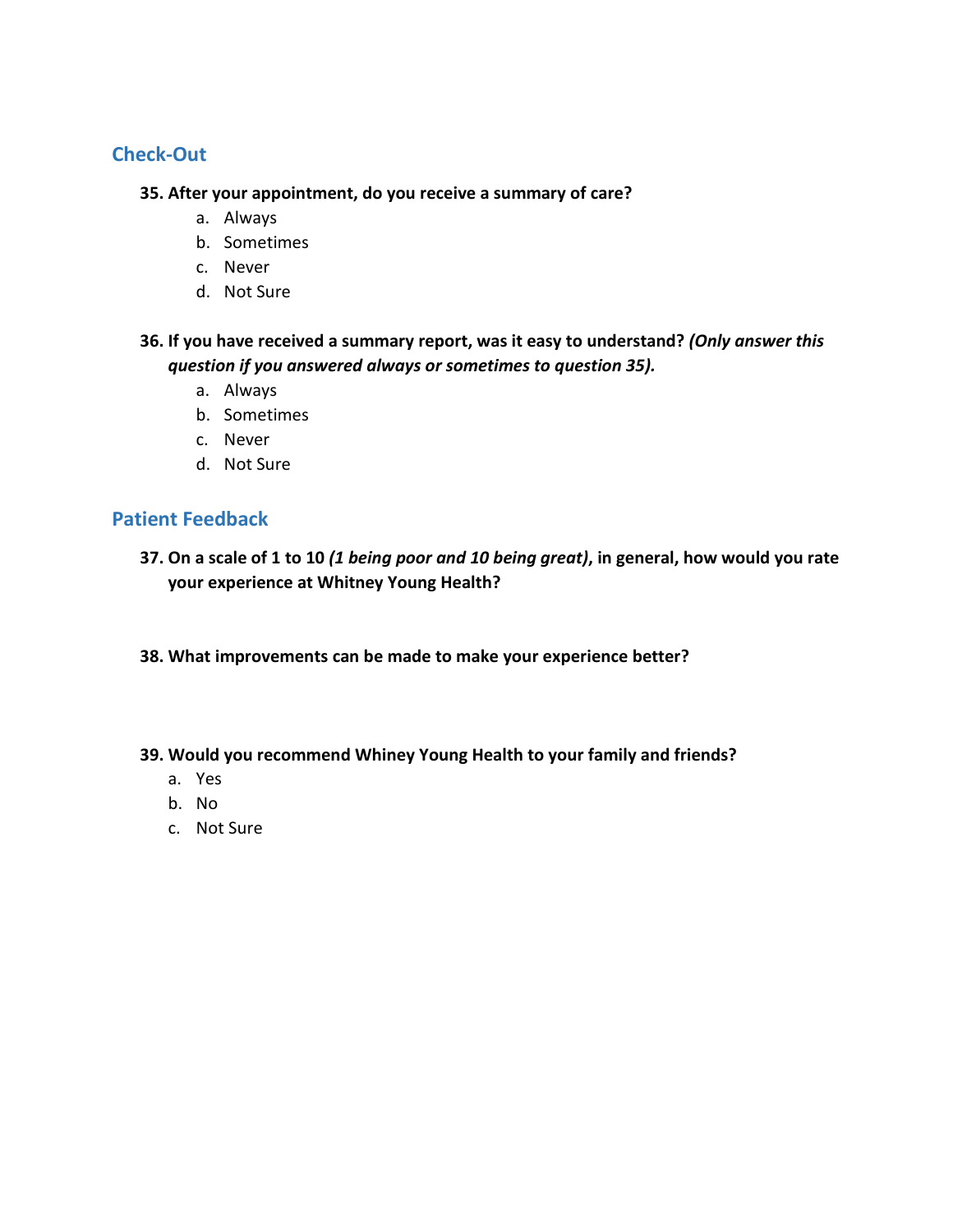## Check-Out

**35. After your appointment, do you receive a summary of care?**

a. Always
b. Sometimes
c. Never
d. Not Sure

**36. If you have received a summary report, was it easy to understand? *(Only answer this question if you answered always or sometimes to question 35).***

a. Always
b. Sometimes
c. Never
d. Not Sure

## Patient Feedback

**37. On a scale of 1 to 10 *(1 being poor and 10 being great)*, in general, how would you rate your experience at Whitney Young Health?**

**38. What improvements can be made to make your experience better?**

**39. Would you recommend Whiney Young Health to your family and friends?**

a. Yes
b. No
c. Not Sure